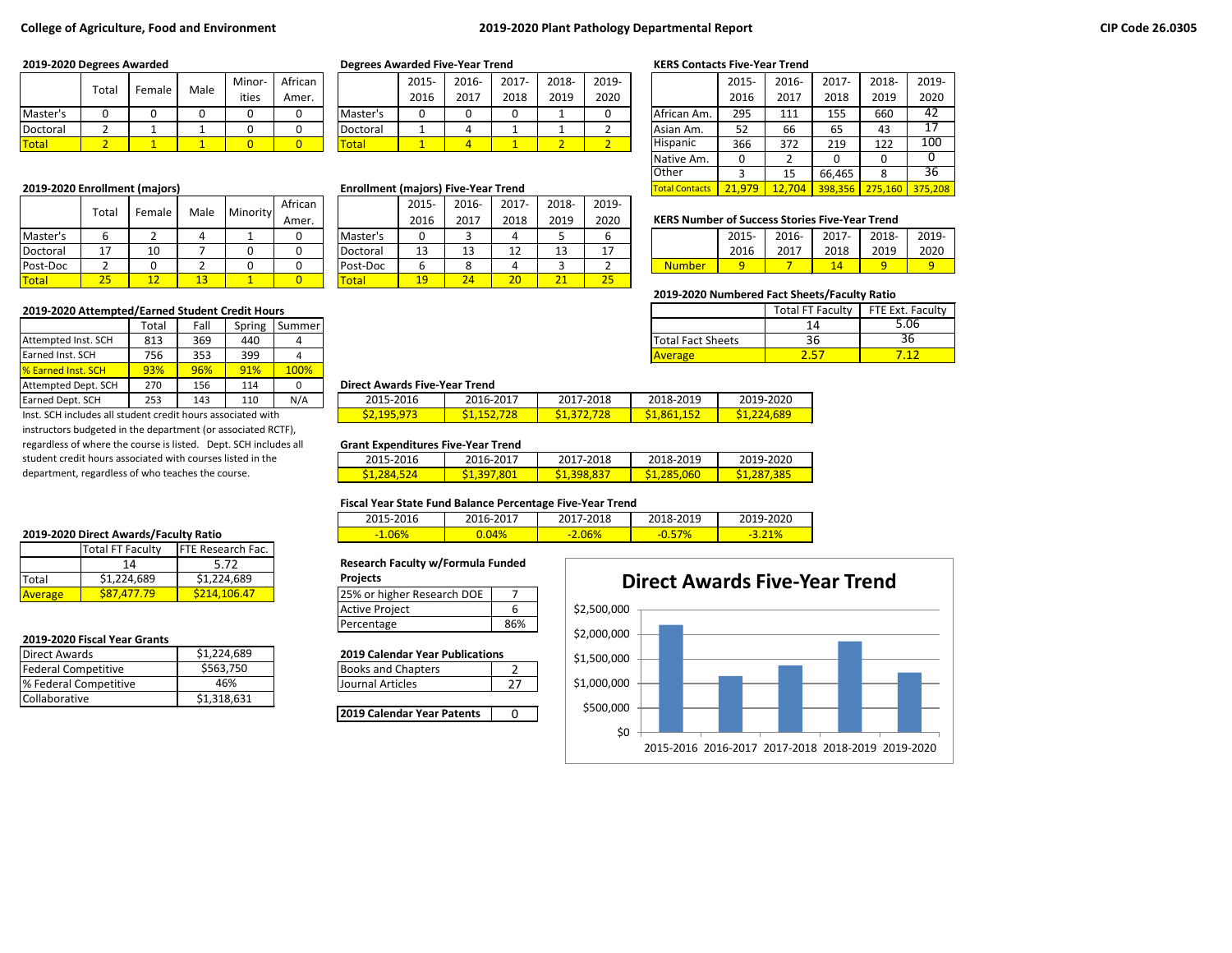College of Agriculture, Food and Environment

# 2019-2020 Plant Pathology Departmental Report

CIP Code 26.0305

### 2019-2020 Degrees Awarded

| | Total | Female | Male | Minorities | African Amer. |
|---|---|---|---|---|---|
| Master's | 0 | 0 | 0 | 0 | 0 |
| Doctoral | 2 | 1 | 1 | 0 | 0 |
| Total | 2 | 1 | 1 | 0 | 0 |

### 2019-2020 Enrollment (majors)

| | Total | Female | Male | Minority | African Amer. |
|---|---|---|---|---|---|
| Master's | 6 | 2 | 4 | 1 | 0 |
| Doctoral | 17 | 10 | 7 | 0 | 0 |
| Post-Doc | 2 | 0 | 2 | 0 | 0 |
| Total | 25 | 12 | 13 | 1 | 0 |

### 2019-2020 Attempted/Earned Student Credit Hours

| | Total | Fall | Spring | Summer |
|---|---|---|---|---|
| Attempted Inst. SCH | 813 | 369 | 440 | 4 |
| Earned Inst. SCH | 756 | 353 | 399 | 4 |
| % Earned Inst. SCH | 93% | 96% | 91% | 100% |
| Attempted Dept. SCH | 270 | 156 | 114 | 0 |
| Earned Dept. SCH | 253 | 143 | 110 | N/A |

Inst. SCH includes all student credit hours associated with instructors budgeted in the department (or associated RCTF), regardless of where the course is listed. Dept. SCH includes all student credit hours associated with courses listed in the department, regardless of who teaches the course.

### 2019-2020 Direct Awards/Faculty Ratio

| | Total FT Faculty | FTE Research Fac. |
|---|---|---|
| | 14 | 5.72 |
| Total | $1,224,689 | $1,224,689 |
| Average | $87,477.79 | $214,106.47 |

### 2019-2020 Fiscal Year Grants

| | |
|---|---|
| Direct Awards | $1,224,689 |
| Federal Competitive | $563,750 |
| % Federal Competitive | 46% |
| Collaborative | $1,318,631 |

### Degrees Awarded Five-Year Trend

| | 2015-2016 | 2016-2017 | 2017-2018 | 2018-2019 | 2019-2020 |
|---|---|---|---|---|---|
| Master's | 0 | 0 | 0 | 1 | 0 |
| Doctoral | 1 | 4 | 1 | 1 | 2 |
| Total | 1 | 4 | 1 | 2 | 2 |

### Enrollment (majors) Five-Year Trend

| | 2015-2016 | 2016-2017 | 2017-2018 | 2018-2019 | 2019-2020 |
|---|---|---|---|---|---|
| Master's | 0 | 3 | 4 | 5 | 6 |
| Doctoral | 13 | 13 | 12 | 13 | 17 |
| Post-Doc | 6 | 8 | 4 | 3 | 2 |
| Total | 19 | 24 | 20 | 21 | 25 |

### Direct Awards Five-Year Trend

| 2015-2016 | 2016-2017 | 2017-2018 | 2018-2019 | 2019-2020 |
|---|---|---|---|---|
| $2,195,973 | $1,152,728 | $1,372,728 | $1,861,152 | $1,224,689 |

### Grant Expenditures Five-Year Trend

| 2015-2016 | 2016-2017 | 2017-2018 | 2018-2019 | 2019-2020 |
|---|---|---|---|---|
| $1,284,524 | $1,397,801 | $1,398,837 | $1,285,060 | $1,287,385 |

### Fiscal Year State Fund Balance Percentage Five-Year Trend

| 2015-2016 | 2016-2017 | 2017-2018 | 2018-2019 | 2019-2020 |
|---|---|---|---|---|
| -1.06% | 0.04% | -2.06% | -0.57% | -3.21% |

### Research Faculty w/Formula Funded Projects

| | |
|---|---|
| 25% or higher Research DOE | 7 |
| Active Project | 6 |
| Percentage | 86% |

### 2019 Calendar Year Publications

| | |
|---|---|
| Books and Chapters | 2 |
| Journal Articles | 27 |

| | |
|---|---|
| **2019 Calendar Year Patents** | 0 |

### KERS Contacts Five-Year Trend

| | 2015-2016 | 2016-2017 | 2017-2018 | 2018-2019 | 2019-2020 |
|---|---|---|---|---|---|
| African Am. | 295 | 111 | 155 | 660 | 42 |
| Asian Am. | 52 | 66 | 65 | 43 | 17 |
| Hispanic | 366 | 372 | 219 | 122 | 100 |
| Native Am. | 0 | 2 | 0 | 0 | 0 |
| Other | 3 | 15 | 66,465 | 8 | 36 |
| Total Contacts | 21,979 | 12,704 | 398,356 | 275,160 | 375,208 |

### KERS Number of Success Stories Five-Year Trend

| | 2015-2016 | 2016-2017 | 2017-2018 | 2018-2019 | 2019-2020 |
|---|---|---|---|---|---|
| Number | 9 | 7 | 14 | 9 | 9 |

### 2019-2020 Numbered Fact Sheets/Faculty Ratio

| | Total FT Faculty | FTE Ext. Faculty |
|---|---|---|
| | 14 | 5.06 |
| Total Fact Sheets | 36 | 36 |
| Average | 2.57 | 7.12 |

### Direct Awards Five-Year Trend

| Year | Direct Awards |
|---|---|
| 2015-2016 | $2,195,973 |
| 2016-2017 | $1,152,728 |
| 2017-2018 | $1,372,728 |
| 2018-2019 | $1,861,152 |
| 2019-2020 | $1,224,689 |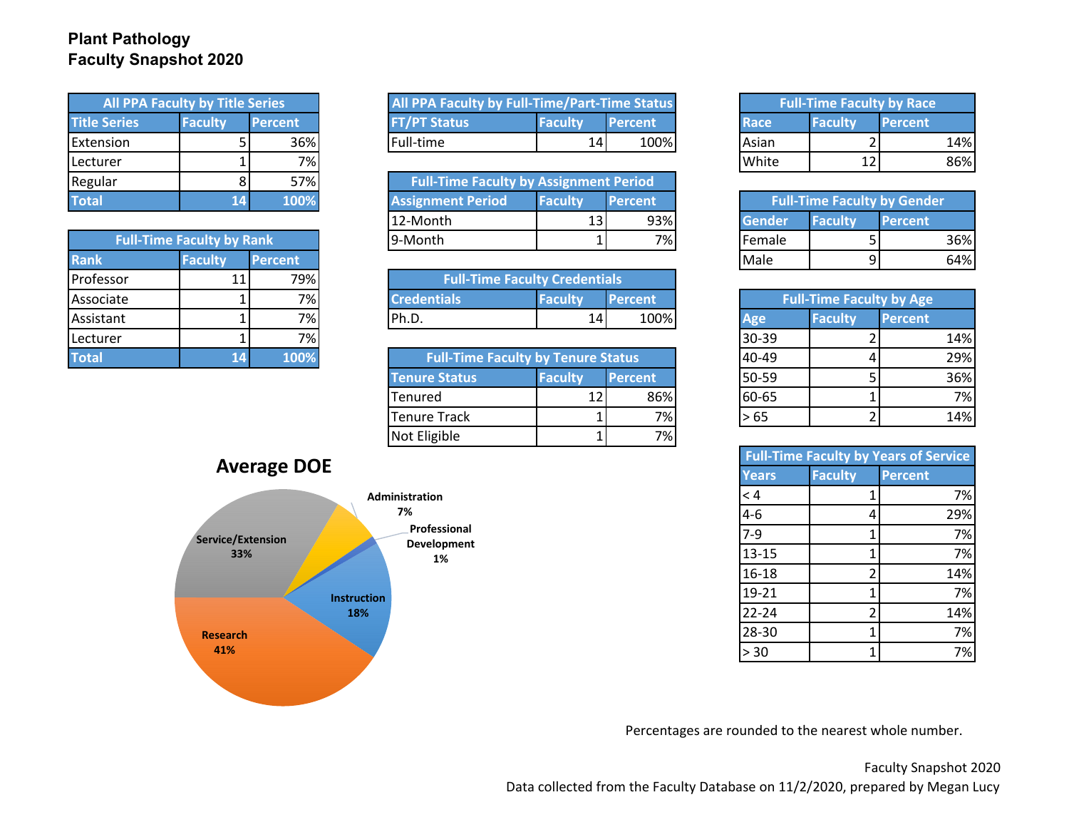# Plant Pathology
# Faculty Snapshot 2020

| All PPA Faculty by Title Series | | |
|---|---|---|
| Title Series | Faculty | Percent |
| Extension | 5 | 36% |
| Lecturer | 1 | 7% |
| Regular | 8 | 57% |
| Total | 14 | 100% |

| Full-Time Faculty by Rank | | |
|---|---|---|
| Rank | Faculty | Percent |
| Professor | 11 | 79% |
| Associate | 1 | 7% |
| Assistant | 1 | 7% |
| Lecturer | 1 | 7% |
| Total | 14 | 100% |

| All PPA Faculty by Full-Time/Part-Time Status | | |
|---|---|---|
| FT/PT Status | Faculty | Percent |
| Full-time | 14 | 100% |

| Full-Time Faculty by Assignment Period | | |
|---|---|---|
| Assignment Period | Faculty | Percent |
| 12-Month | 13 | 93% |
| 9-Month | 1 | 7% |

| Full-Time Faculty Credentials | | |
|---|---|---|
| Credentials | Faculty | Percent |
| Ph.D. | 14 | 100% |

| Full-Time Faculty by Tenure Status | | |
|---|---|---|
| Tenure Status | Faculty | Percent |
| Tenured | 12 | 86% |
| Tenure Track | 1 | 7% |
| Not Eligible | 1 | 7% |

| Full-Time Faculty by Race | | |
|---|---|---|
| Race | Faculty | Percent |
| Asian | 2 | 14% |
| White | 12 | 86% |

| Full-Time Faculty by Gender | | |
|---|---|---|
| Gender | Faculty | Percent |
| Female | 5 | 36% |
| Male | 9 | 64% |

| Full-Time Faculty by Age | | |
|---|---|---|
| Age | Faculty | Percent |
| 30-39 | 2 | 14% |
| 40-49 | 4 | 29% |
| 50-59 | 5 | 36% |
| 60-65 | 1 | 7% |
| > 65 | 2 | 14% |

| Full-Time Faculty by Years of Service | | |
|---|---|---|
| Years | Faculty | Percent |
| < 4 | 1 | 7% |
| 4-6 | 4 | 29% |
| 7-9 | 1 | 7% |
| 13-15 | 1 | 7% |
| 16-18 | 2 | 14% |
| 19-21 | 1 | 7% |
| 22-24 | 2 | 14% |
| 28-30 | 1 | 7% |
| > 30 | 1 | 7% |

## Average DOE

Administration 7%
Professional Development 1%
Service/Extension 33%
Instruction 18%
Research 41%

Percentages are rounded to the nearest whole number.

Faculty Snapshot 2020
Data collected from the Faculty Database on 11/2/2020, prepared by Megan Lucy